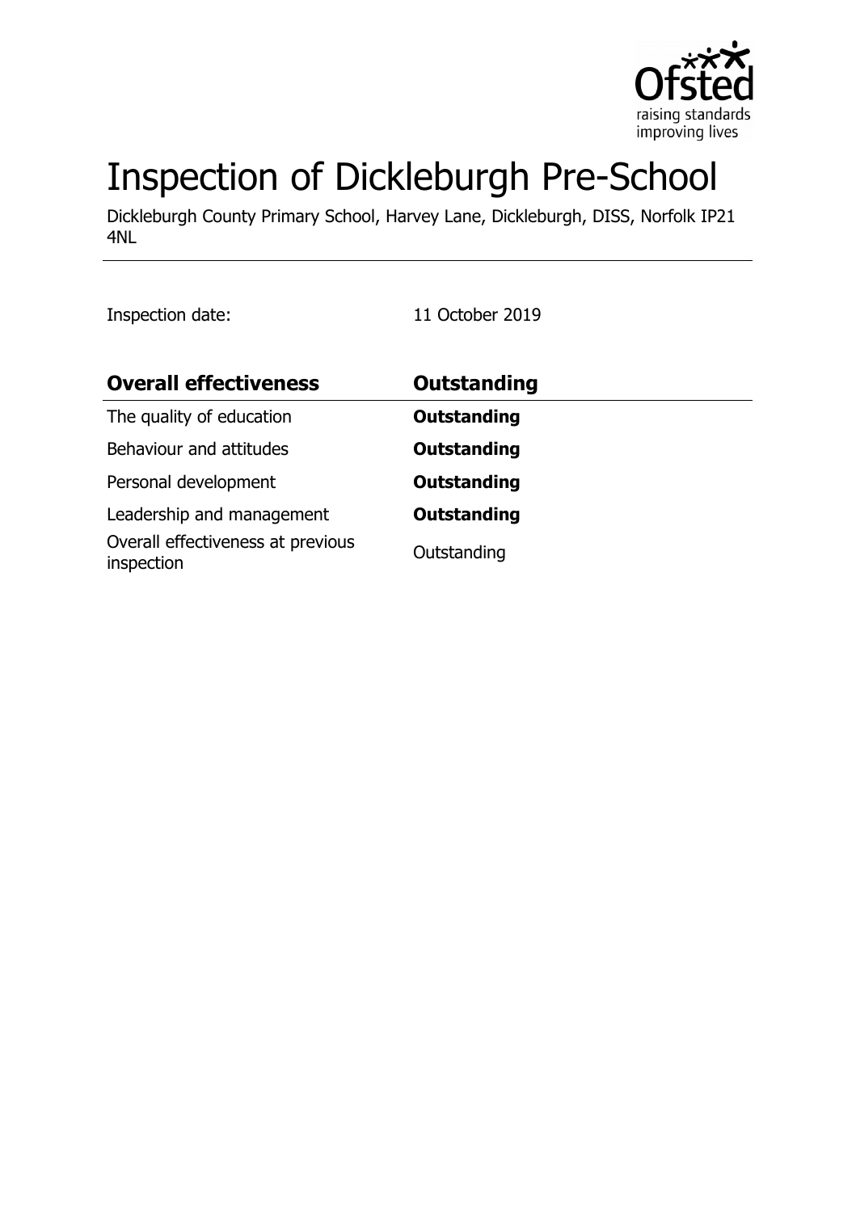# Inspection of Dickleburgh Pre-School

Dickleburgh County Primary School, Harvey Lane, Dickleburgh, DISS, Norfolk IP21 4NL

Inspection date: 11 October 2019

| **Overall effectiveness** | **Outstanding** |
| --- | --- |
| The quality of education | **Outstanding** |
| Behaviour and attitudes | **Outstanding** |
| Personal development | **Outstanding** |
| Leadership and management | **Outstanding** |
| Overall effectiveness at previous inspection | Outstanding |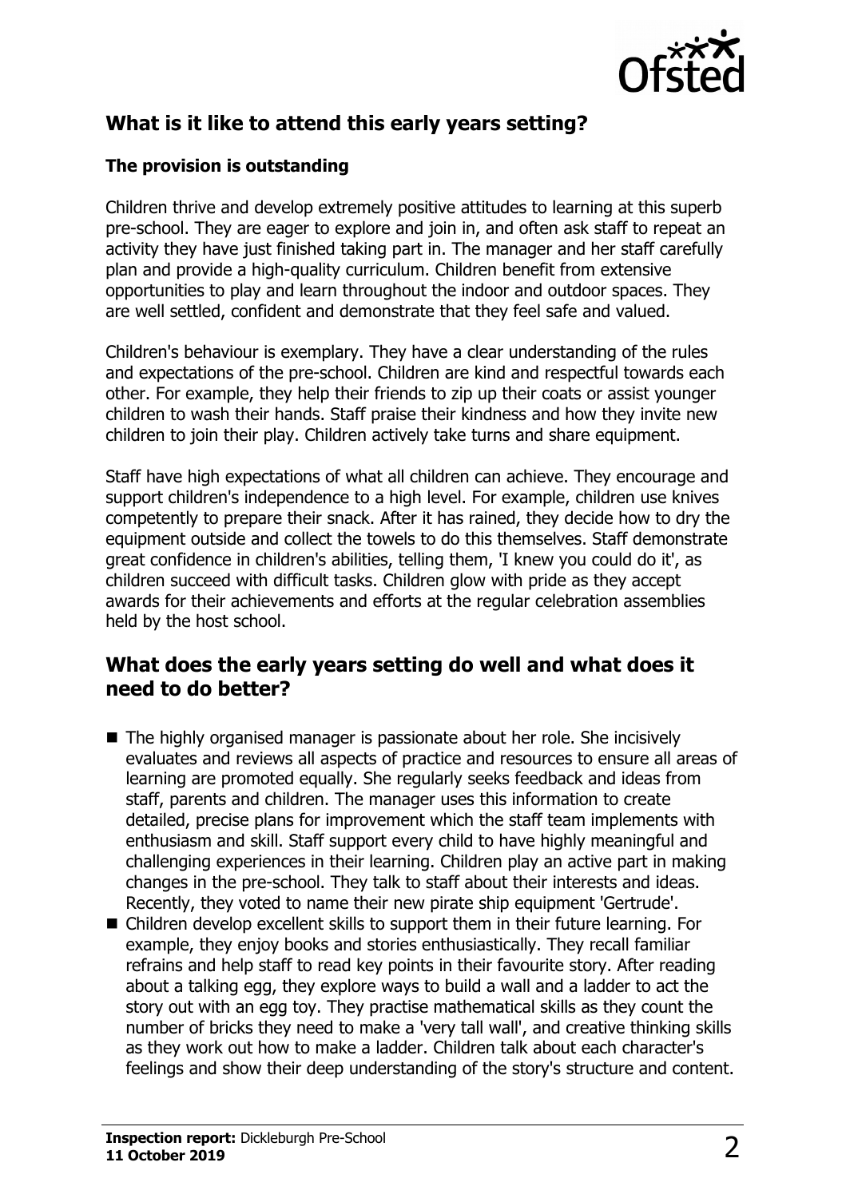## What is it like to attend this early years setting?

### The provision is outstanding

Children thrive and develop extremely positive attitudes to learning at this superb pre-school. They are eager to explore and join in, and often ask staff to repeat an activity they have just finished taking part in. The manager and her staff carefully plan and provide a high-quality curriculum. Children benefit from extensive opportunities to play and learn throughout the indoor and outdoor spaces. They are well settled, confident and demonstrate that they feel safe and valued.

Children's behaviour is exemplary. They have a clear understanding of the rules and expectations of the pre-school. Children are kind and respectful towards each other. For example, they help their friends to zip up their coats or assist younger children to wash their hands. Staff praise their kindness and how they invite new children to join their play. Children actively take turns and share equipment.

Staff have high expectations of what all children can achieve. They encourage and support children's independence to a high level. For example, children use knives competently to prepare their snack. After it has rained, they decide how to dry the equipment outside and collect the towels to do this themselves. Staff demonstrate great confidence in children's abilities, telling them, 'I knew you could do it', as children succeed with difficult tasks. Children glow with pride as they accept awards for their achievements and efforts at the regular celebration assemblies held by the host school.

## What does the early years setting do well and what does it need to do better?

- The highly organised manager is passionate about her role. She incisively evaluates and reviews all aspects of practice and resources to ensure all areas of learning are promoted equally. She regularly seeks feedback and ideas from staff, parents and children. The manager uses this information to create detailed, precise plans for improvement which the staff team implements with enthusiasm and skill. Staff support every child to have highly meaningful and challenging experiences in their learning. Children play an active part in making changes in the pre-school. They talk to staff about their interests and ideas. Recently, they voted to name their new pirate ship equipment 'Gertrude'.
- Children develop excellent skills to support them in their future learning. For example, they enjoy books and stories enthusiastically. They recall familiar refrains and help staff to read key points in their favourite story. After reading about a talking egg, they explore ways to build a wall and a ladder to act the story out with an egg toy. They practise mathematical skills as they count the number of bricks they need to make a 'very tall wall', and creative thinking skills as they work out how to make a ladder. Children talk about each character's feelings and show their deep understanding of the story's structure and content.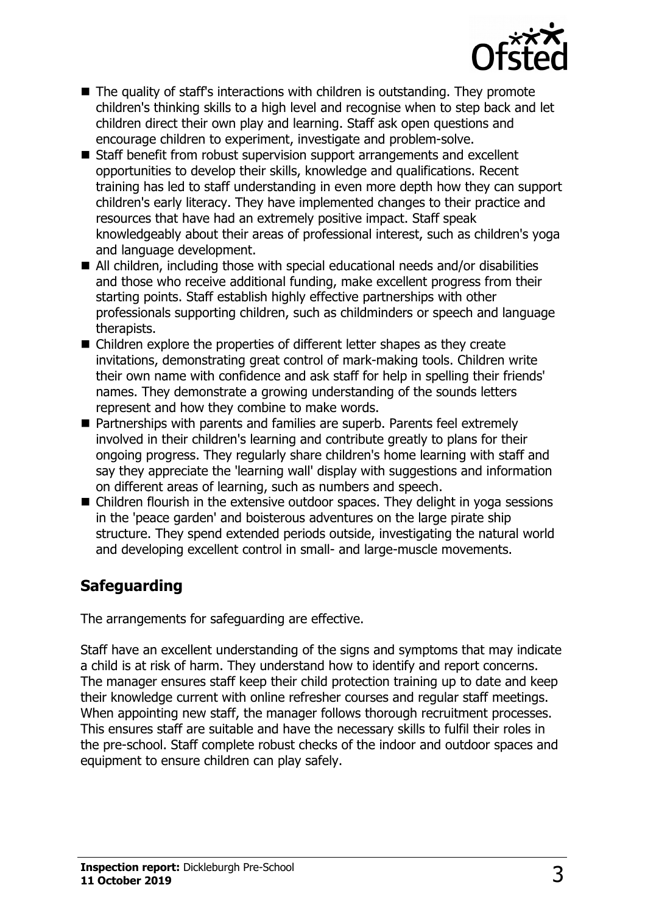- The quality of staff's interactions with children is outstanding. They promote children's thinking skills to a high level and recognise when to step back and let children direct their own play and learning. Staff ask open questions and encourage children to experiment, investigate and problem-solve.
- Staff benefit from robust supervision support arrangements and excellent opportunities to develop their skills, knowledge and qualifications. Recent training has led to staff understanding in even more depth how they can support children's early literacy. They have implemented changes to their practice and resources that have had an extremely positive impact. Staff speak knowledgeably about their areas of professional interest, such as children's yoga and language development.
- All children, including those with special educational needs and/or disabilities and those who receive additional funding, make excellent progress from their starting points. Staff establish highly effective partnerships with other professionals supporting children, such as childminders or speech and language therapists.
- Children explore the properties of different letter shapes as they create invitations, demonstrating great control of mark-making tools. Children write their own name with confidence and ask staff for help in spelling their friends' names. They demonstrate a growing understanding of the sounds letters represent and how they combine to make words.
- Partnerships with parents and families are superb. Parents feel extremely involved in their children's learning and contribute greatly to plans for their ongoing progress. They regularly share children's home learning with staff and say they appreciate the 'learning wall' display with suggestions and information on different areas of learning, such as numbers and speech.
- Children flourish in the extensive outdoor spaces. They delight in yoga sessions in the 'peace garden' and boisterous adventures on the large pirate ship structure. They spend extended periods outside, investigating the natural world and developing excellent control in small- and large-muscle movements.

## Safeguarding

The arrangements for safeguarding are effective.

Staff have an excellent understanding of the signs and symptoms that may indicate a child is at risk of harm. They understand how to identify and report concerns. The manager ensures staff keep their child protection training up to date and keep their knowledge current with online refresher courses and regular staff meetings. When appointing new staff, the manager follows thorough recruitment processes. This ensures staff are suitable and have the necessary skills to fulfil their roles in the pre-school. Staff complete robust checks of the indoor and outdoor spaces and equipment to ensure children can play safely.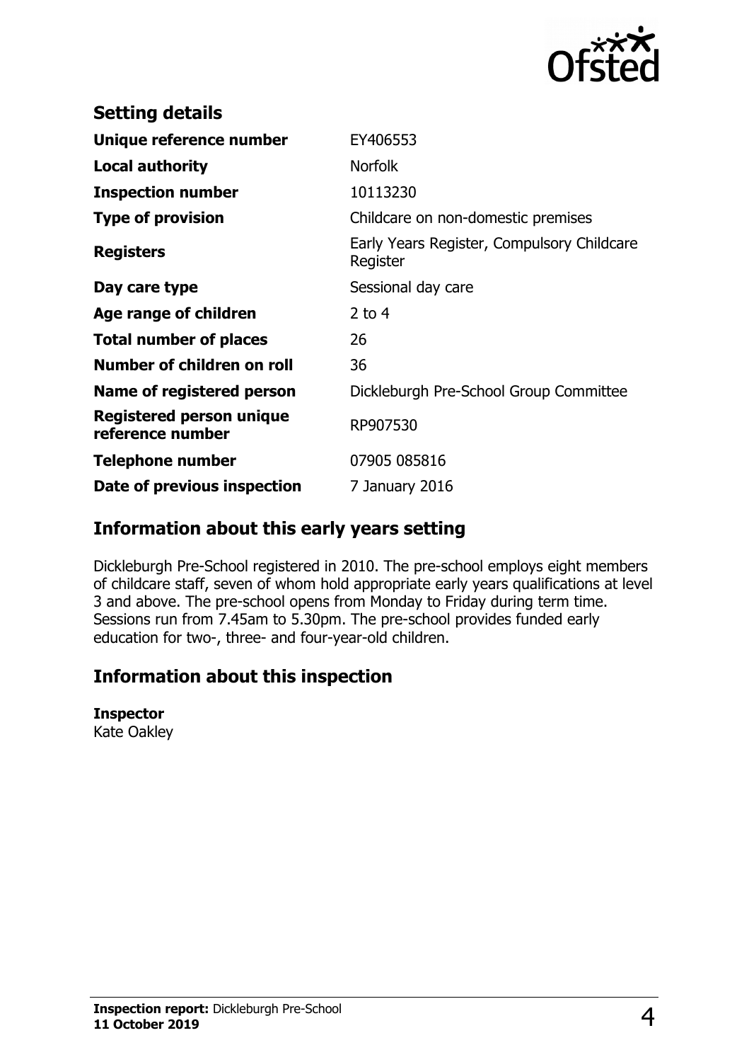## Setting details

| | |
|---|---|
| **Unique reference number** | EY406553 |
| **Local authority** | Norfolk |
| **Inspection number** | 10113230 |
| **Type of provision** | Childcare on non-domestic premises |
| **Registers** | Early Years Register, Compulsory Childcare Register |
| **Day care type** | Sessional day care |
| **Age range of children** | 2 to 4 |
| **Total number of places** | 26 |
| **Number of children on roll** | 36 |
| **Name of registered person** | Dickleburgh Pre-School Group Committee |
| **Registered person unique reference number** | RP907530 |
| **Telephone number** | 07905 085816 |
| **Date of previous inspection** | 7 January 2016 |

## Information about this early years setting

Dickleburgh Pre-School registered in 2010. The pre-school employs eight members of childcare staff, seven of whom hold appropriate early years qualifications at level 3 and above. The pre-school opens from Monday to Friday during term time. Sessions run from 7.45am to 5.30pm. The pre-school provides funded early education for two-, three- and four-year-old children.

## Information about this inspection

**Inspector**
Kate Oakley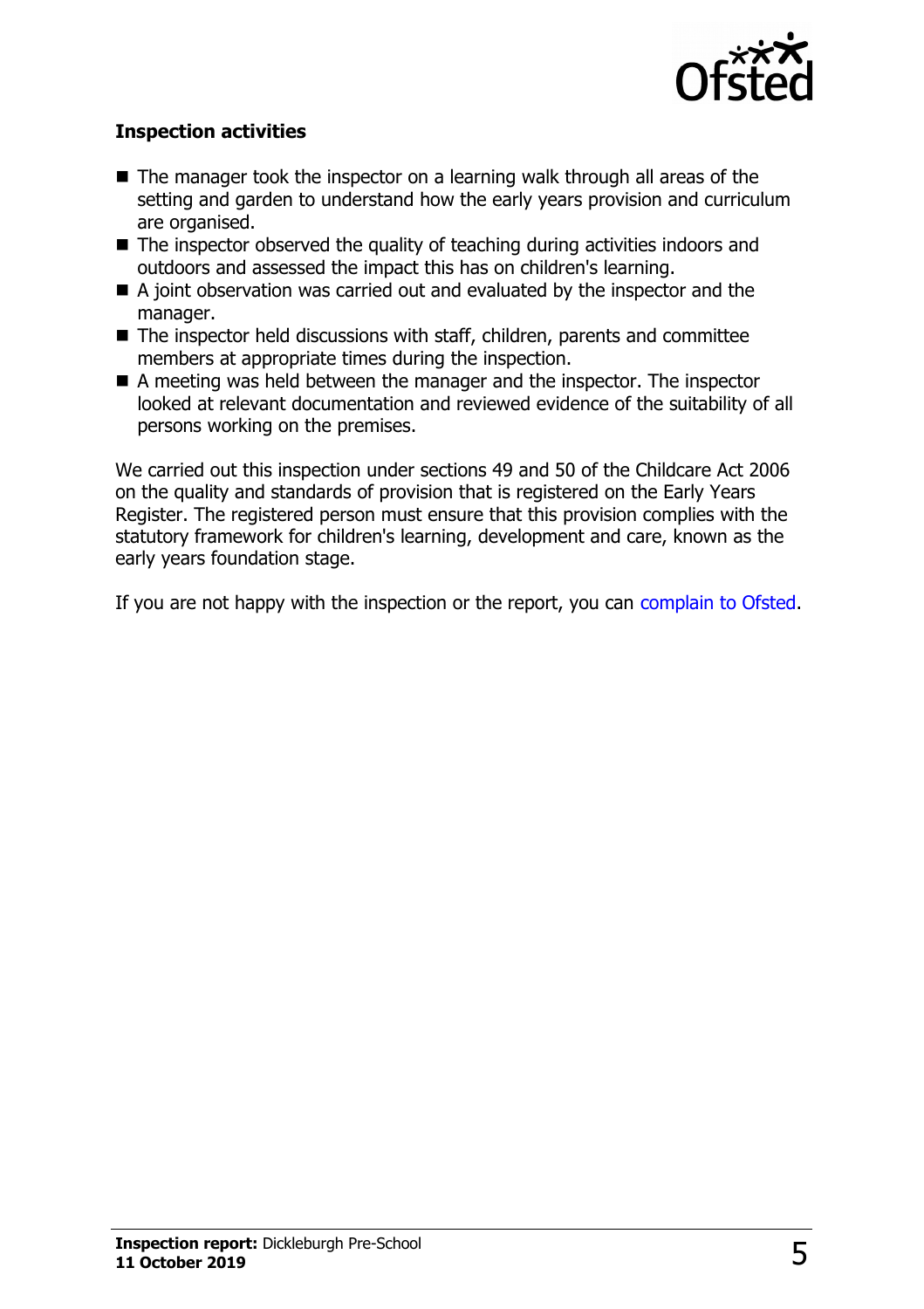### Inspection activities

- The manager took the inspector on a learning walk through all areas of the setting and garden to understand how the early years provision and curriculum are organised.
- The inspector observed the quality of teaching during activities indoors and outdoors and assessed the impact this has on children's learning.
- A joint observation was carried out and evaluated by the inspector and the manager.
- The inspector held discussions with staff, children, parents and committee members at appropriate times during the inspection.
- A meeting was held between the manager and the inspector. The inspector looked at relevant documentation and reviewed evidence of the suitability of all persons working on the premises.

We carried out this inspection under sections 49 and 50 of the Childcare Act 2006 on the quality and standards of provision that is registered on the Early Years Register. The registered person must ensure that this provision complies with the statutory framework for children's learning, development and care, known as the early years foundation stage.

If you are not happy with the inspection or the report, you can complain to Ofsted.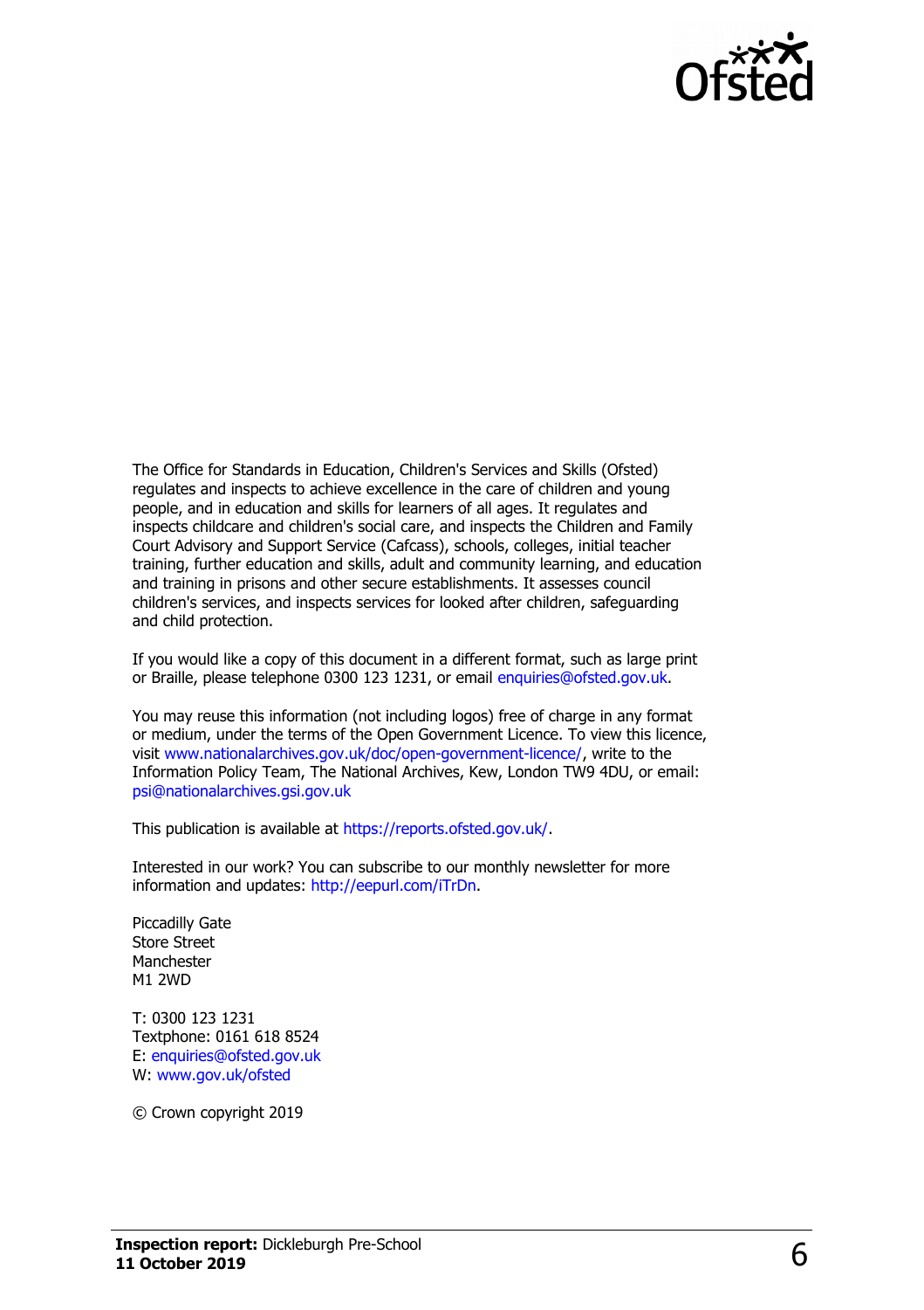The Office for Standards in Education, Children's Services and Skills (Ofsted) regulates and inspects to achieve excellence in the care of children and young people, and in education and skills for learners of all ages. It regulates and inspects childcare and children's social care, and inspects the Children and Family Court Advisory and Support Service (Cafcass), schools, colleges, initial teacher training, further education and skills, adult and community learning, and education and training in prisons and other secure establishments. It assesses council children's services, and inspects services for looked after children, safeguarding and child protection.

If you would like a copy of this document in a different format, such as large print or Braille, please telephone 0300 123 1231, or email enquiries@ofsted.gov.uk.

You may reuse this information (not including logos) free of charge in any format or medium, under the terms of the Open Government Licence. To view this licence, visit www.nationalarchives.gov.uk/doc/open-government-licence/, write to the Information Policy Team, The National Archives, Kew, London TW9 4DU, or email: psi@nationalarchives.gsi.gov.uk

This publication is available at https://reports.ofsted.gov.uk/.

Interested in our work? You can subscribe to our monthly newsletter for more information and updates: http://eepurl.com/iTrDn.

Piccadilly Gate
Store Street
Manchester
M1 2WD

T: 0300 123 1231
Textphone: 0161 618 8524
E: enquiries@ofsted.gov.uk
W: www.gov.uk/ofsted

© Crown copyright 2019